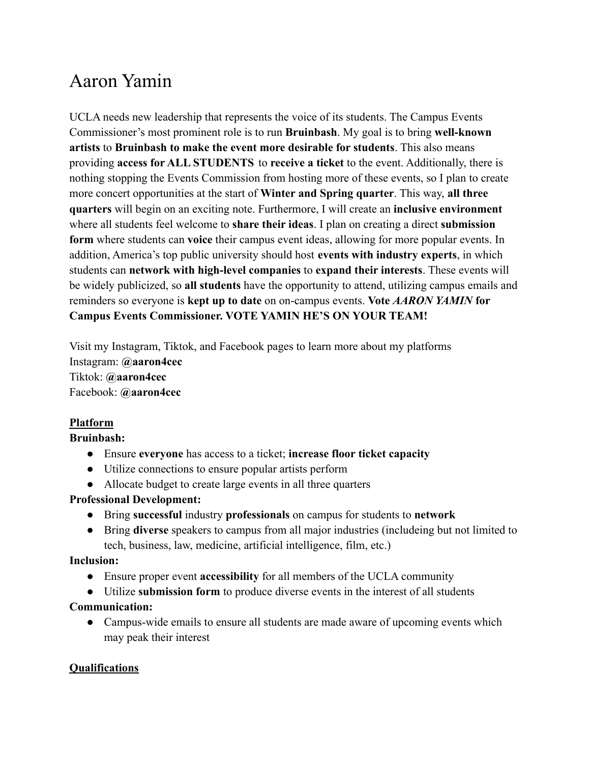# Aaron Yamin

UCLA needs new leadership that represents the voice of its students. The Campus Events Commissioner's most prominent role is to run **Bruinbash**. My goal is to bring **well-known artists** to **Bruinbash to make the event more desirable for students**. This also means providing **access for ALL STUDENTS** to **receive a ticket** to the event. Additionally, there is nothing stopping the Events Commission from hosting more of these events, so I plan to create more concert opportunities at the start of **Winter and Spring quarter**. This way, **all three quarters** will begin on an exciting note. Furthermore, I will create an **inclusive environment** where all students feel welcome to **share their ideas**. I plan on creating a direct **submission form** where students can **voice** their campus event ideas, allowing for more popular events. In addition, America's top public university should host **events with industry experts**, in which students can **network with high-level companies** to **expand their interests**. These events will be widely publicized, so **all students** have the opportunity to attend, utilizing campus emails and reminders so everyone is **kept up to date** on on-campus events. **Vote *AARON YAMIN* for Campus Events Commissioner. VOTE YAMIN HE'S ON YOUR TEAM!**

Visit my Instagram, Tiktok, and Facebook pages to learn more about my platforms
Instagram: **@aaron4cec**
Tiktok: **@aaron4cec**
Facebook: **@aaron4cec**

**<u>Platform</u>**

**Bruinbash:**

- Ensure **everyone** has access to a ticket; **increase floor ticket capacity**
- Utilize connections to ensure popular artists perform
- Allocate budget to create large events in all three quarters

**Professional Development:**

- Bring **successful** industry **professionals** on campus for students to **network**
- Bring **diverse** speakers to campus from all major industries (includeing but not limited to tech, business, law, medicine, artificial intelligence, film, etc.)

**Inclusion:**

- Ensure proper event **accessibility** for all members of the UCLA community
- Utilize **submission form** to produce diverse events in the interest of all students

**Communication:**

- Campus-wide emails to ensure all students are made aware of upcoming events which may peak their interest

**<u>Qualifications</u>**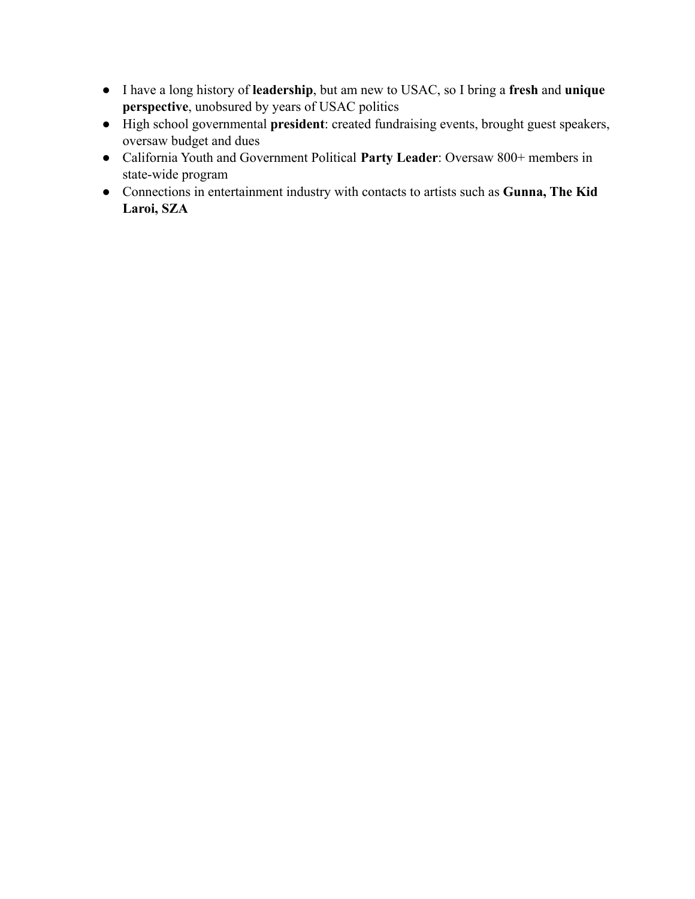- I have a long history of **leadership**, but am new to USAC, so I bring a **fresh** and **unique perspective**, unobsured by years of USAC politics
- High school governmental **president**: created fundraising events, brought guest speakers, oversaw budget and dues
- California Youth and Government Political **Party Leader**: Oversaw 800+ members in state-wide program
- Connections in entertainment industry with contacts to artists such as **Gunna, The Kid Laroi, SZA**